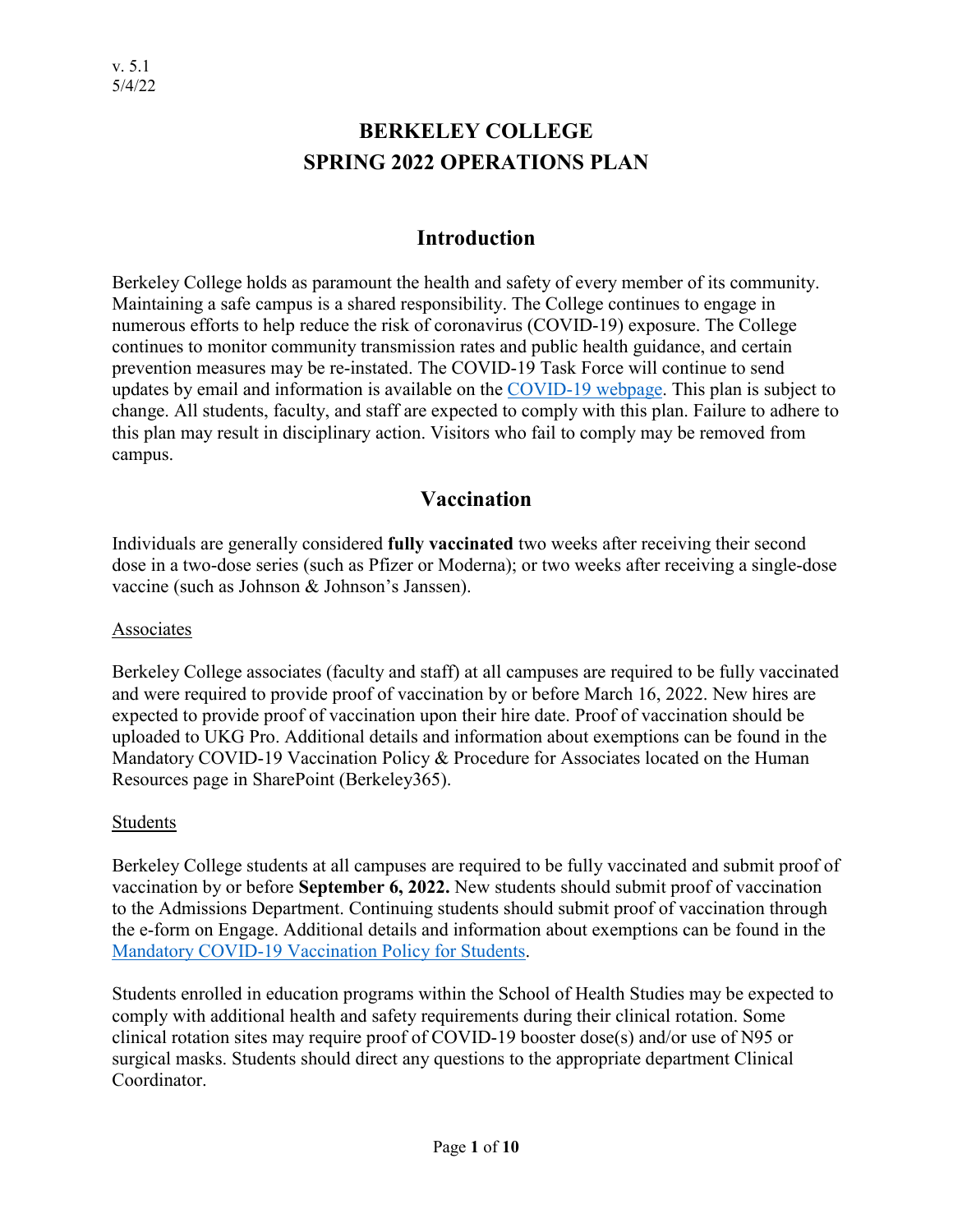v. 5.1
5/4/22

# BERKELEY COLLEGE
# SPRING 2022 OPERATIONS PLAN

## Introduction

Berkeley College holds as paramount the health and safety of every member of its community. Maintaining a safe campus is a shared responsibility. The College continues to engage in numerous efforts to help reduce the risk of coronavirus (COVID-19) exposure. The College continues to monitor community transmission rates and public health guidance, and certain prevention measures may be re-instated. The COVID-19 Task Force will continue to send updates by email and information is available on the COVID-19 webpage. This plan is subject to change. All students, faculty, and staff are expected to comply with this plan. Failure to adhere to this plan may result in disciplinary action. Visitors who fail to comply may be removed from campus.

## Vaccination

Individuals are generally considered **fully vaccinated** two weeks after receiving their second dose in a two-dose series (such as Pfizer or Moderna); or two weeks after receiving a single-dose vaccine (such as Johnson & Johnson's Janssen).

<u>Associates</u>

Berkeley College associates (faculty and staff) at all campuses are required to be fully vaccinated and were required to provide proof of vaccination by or before March 16, 2022. New hires are expected to provide proof of vaccination upon their hire date. Proof of vaccination should be uploaded to UKG Pro. Additional details and information about exemptions can be found in the Mandatory COVID-19 Vaccination Policy & Procedure for Associates located on the Human Resources page in SharePoint (Berkeley365).

<u>Students</u>

Berkeley College students at all campuses are required to be fully vaccinated and submit proof of vaccination by or before **September 6, 2022.** New students should submit proof of vaccination to the Admissions Department. Continuing students should submit proof of vaccination through the e-form on Engage. Additional details and information about exemptions can be found in the Mandatory COVID-19 Vaccination Policy for Students.

Students enrolled in education programs within the School of Health Studies may be expected to comply with additional health and safety requirements during their clinical rotation. Some clinical rotation sites may require proof of COVID-19 booster dose(s) and/or use of N95 or surgical masks. Students should direct any questions to the appropriate department Clinical Coordinator.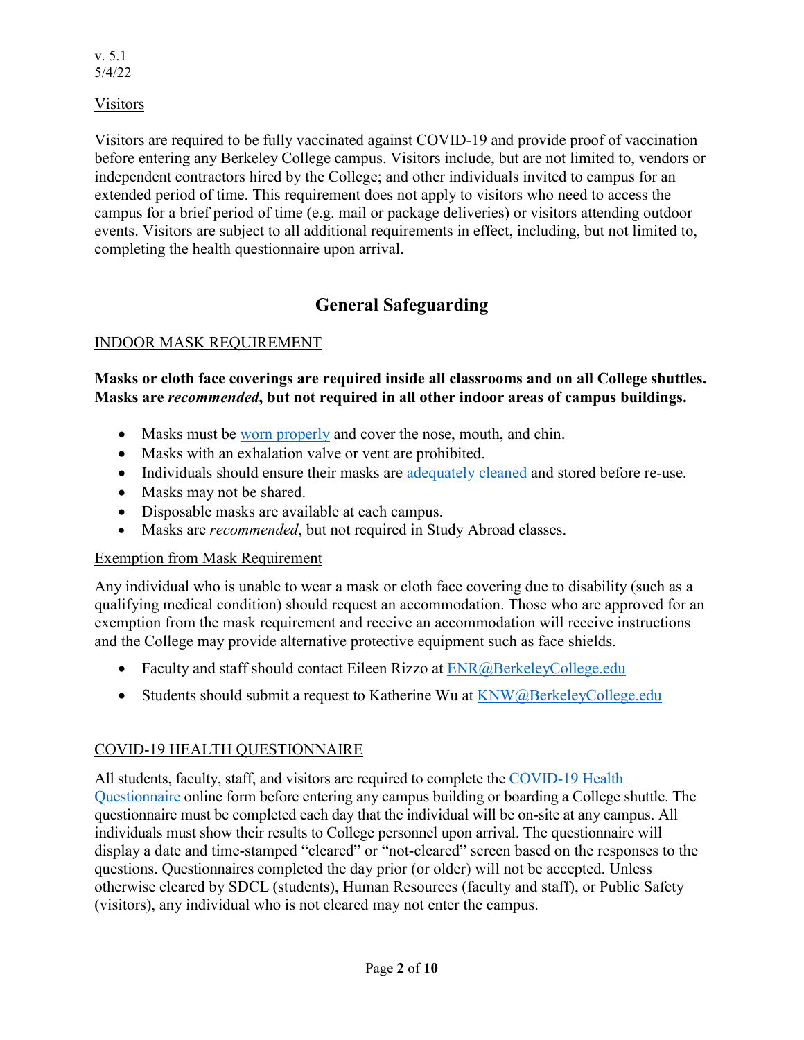v. 5.1
5/4/22

Visitors

Visitors are required to be fully vaccinated against COVID-19 and provide proof of vaccination before entering any Berkeley College campus. Visitors include, but are not limited to, vendors or independent contractors hired by the College; and other individuals invited to campus for an extended period of time. This requirement does not apply to visitors who need to access the campus for a brief period of time (e.g. mail or package deliveries) or visitors attending outdoor events. Visitors are subject to all additional requirements in effect, including, but not limited to, completing the health questionnaire upon arrival.

# General Safeguarding

## INDOOR MASK REQUIREMENT

**Masks or cloth face coverings are required inside all classrooms and on all College shuttles. Masks are *recommended*, but not required in all other indoor areas of campus buildings.**

- Masks must be worn properly and cover the nose, mouth, and chin.
- Masks with an exhalation valve or vent are prohibited.
- Individuals should ensure their masks are adequately cleaned and stored before re-use.
- Masks may not be shared.
- Disposable masks are available at each campus.
- Masks are *recommended*, but not required in Study Abroad classes.

### Exemption from Mask Requirement

Any individual who is unable to wear a mask or cloth face covering due to disability (such as a qualifying medical condition) should request an accommodation. Those who are approved for an exemption from the mask requirement and receive an accommodation will receive instructions and the College may provide alternative protective equipment such as face shields.

- Faculty and staff should contact Eileen Rizzo at ENR@BerkeleyCollege.edu
- Students should submit a request to Katherine Wu at KNW@BerkeleyCollege.edu

## COVID-19 HEALTH QUESTIONNAIRE

All students, faculty, staff, and visitors are required to complete the COVID-19 Health Questionnaire online form before entering any campus building or boarding a College shuttle. The questionnaire must be completed each day that the individual will be on-site at any campus. All individuals must show their results to College personnel upon arrival. The questionnaire will display a date and time-stamped "cleared" or "not-cleared" screen based on the responses to the questions. Questionnaires completed the day prior (or older) will not be accepted. Unless otherwise cleared by SDCL (students), Human Resources (faculty and staff), or Public Safety (visitors), any individual who is not cleared may not enter the campus.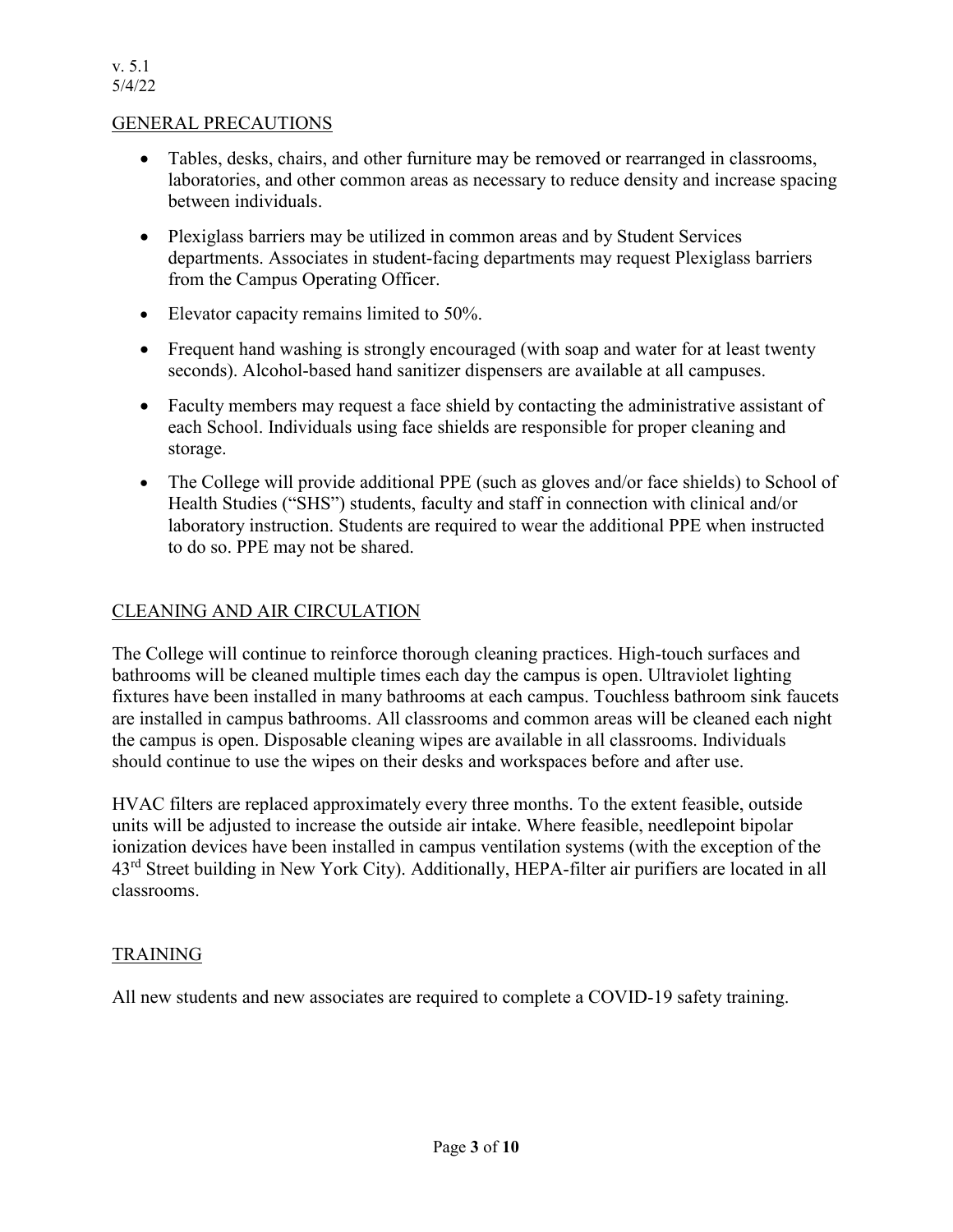v. 5.1
5/4/22

## GENERAL PRECAUTIONS

- Tables, desks, chairs, and other furniture may be removed or rearranged in classrooms, laboratories, and other common areas as necessary to reduce density and increase spacing between individuals.
- Plexiglass barriers may be utilized in common areas and by Student Services departments. Associates in student-facing departments may request Plexiglass barriers from the Campus Operating Officer.
- Elevator capacity remains limited to 50%.
- Frequent hand washing is strongly encouraged (with soap and water for at least twenty seconds). Alcohol-based hand sanitizer dispensers are available at all campuses.
- Faculty members may request a face shield by contacting the administrative assistant of each School. Individuals using face shields are responsible for proper cleaning and storage.
- The College will provide additional PPE (such as gloves and/or face shields) to School of Health Studies ("SHS") students, faculty and staff in connection with clinical and/or laboratory instruction. Students are required to wear the additional PPE when instructed to do so. PPE may not be shared.

## CLEANING AND AIR CIRCULATION

The College will continue to reinforce thorough cleaning practices. High-touch surfaces and bathrooms will be cleaned multiple times each day the campus is open. Ultraviolet lighting fixtures have been installed in many bathrooms at each campus. Touchless bathroom sink faucets are installed in campus bathrooms. All classrooms and common areas will be cleaned each night the campus is open. Disposable cleaning wipes are available in all classrooms. Individuals should continue to use the wipes on their desks and workspaces before and after use.

HVAC filters are replaced approximately every three months. To the extent feasible, outside units will be adjusted to increase the outside air intake. Where feasible, needlepoint bipolar ionization devices have been installed in campus ventilation systems (with the exception of the 43rd Street building in New York City). Additionally, HEPA-filter air purifiers are located in all classrooms.

## TRAINING

All new students and new associates are required to complete a COVID-19 safety training.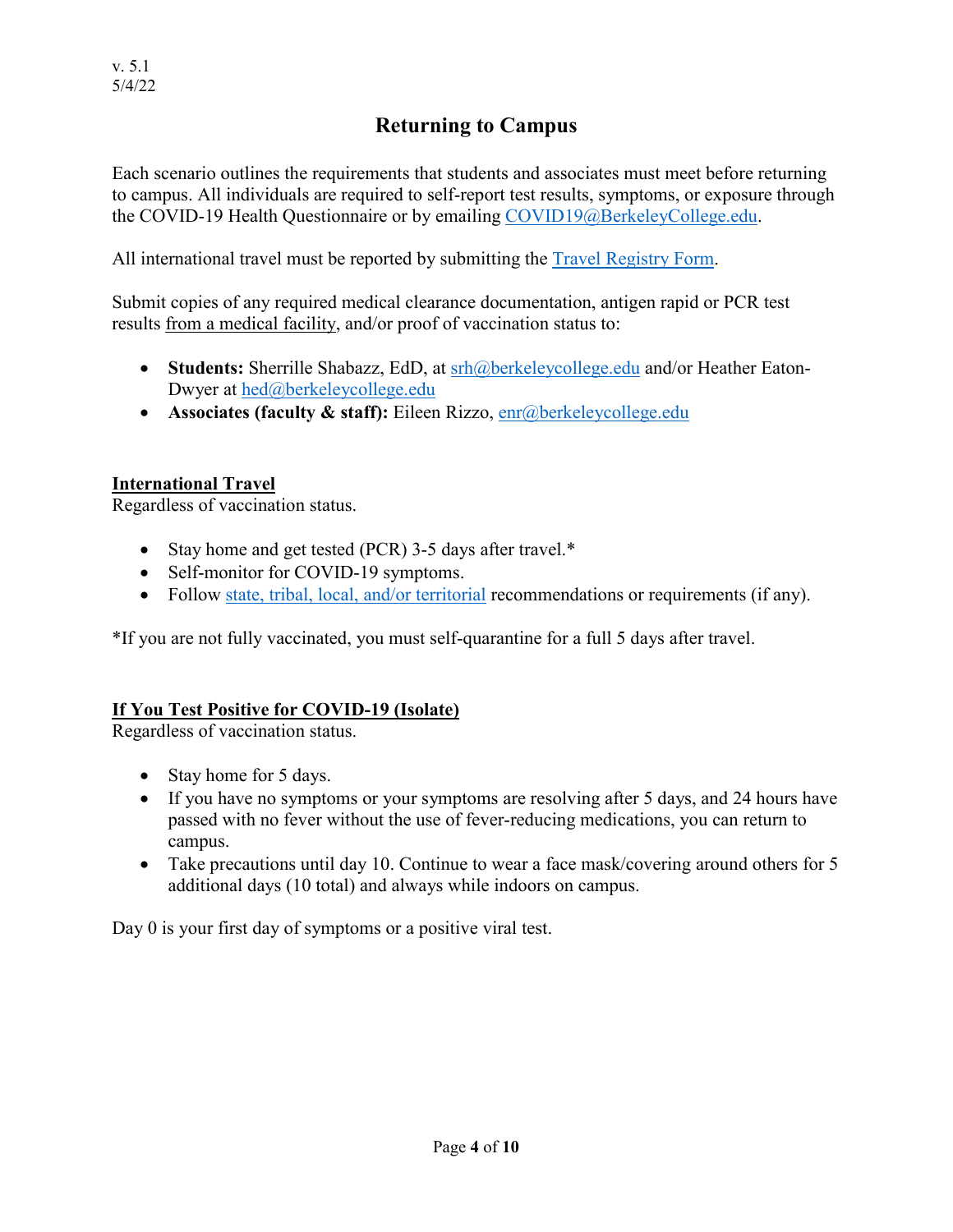v. 5.1
5/4/22

# Returning to Campus

Each scenario outlines the requirements that students and associates must meet before returning to campus. All individuals are required to self-report test results, symptoms, or exposure through the COVID-19 Health Questionnaire or by emailing COVID19@BerkeleyCollege.edu.

All international travel must be reported by submitting the Travel Registry Form.

Submit copies of any required medical clearance documentation, antigen rapid or PCR test results from a medical facility, and/or proof of vaccination status to:

- **Students:** Sherrille Shabazz, EdD, at srh@berkeleycollege.edu and/or Heather Eaton-Dwyer at hed@berkeleycollege.edu
- **Associates (faculty & staff):** Eileen Rizzo, enr@berkeleycollege.edu

## International Travel

Regardless of vaccination status.

- Stay home and get tested (PCR) 3-5 days after travel.*
- Self-monitor for COVID-19 symptoms.
- Follow state, tribal, local, and/or territorial recommendations or requirements (if any).

*If you are not fully vaccinated, you must self-quarantine for a full 5 days after travel.

## If You Test Positive for COVID-19 (Isolate)

Regardless of vaccination status.

- Stay home for 5 days.
- If you have no symptoms or your symptoms are resolving after 5 days, and 24 hours have passed with no fever without the use of fever-reducing medications, you can return to campus.
- Take precautions until day 10. Continue to wear a face mask/covering around others for 5 additional days (10 total) and always while indoors on campus.

Day 0 is your first day of symptoms or a positive viral test.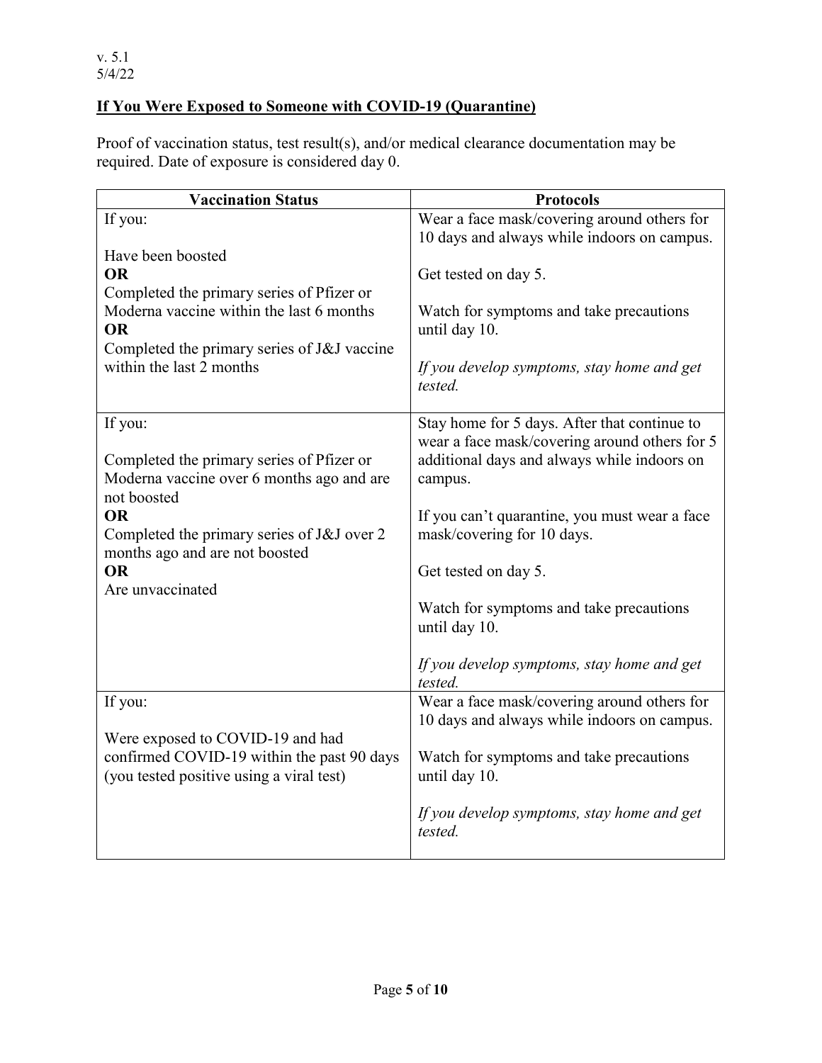## **If You Were Exposed to Someone with COVID-19 (Quarantine)**

Proof of vaccination status, test result(s), and/or medical clearance documentation may be required. Date of exposure is considered day 0.

| Vaccination Status | Protocols |
|---|---|
| If you:<br><br>Have been boosted<br>**OR**<br>Completed the primary series of Pfizer or Moderna vaccine within the last 6 months<br>**OR**<br>Completed the primary series of J&J vaccine within the last 2 months | Wear a face mask/covering around others for 10 days and always while indoors on campus.<br><br>Get tested on day 5.<br><br>Watch for symptoms and take precautions until day 10.<br><br>*If you develop symptoms, stay home and get tested.* |
| If you:<br><br>Completed the primary series of Pfizer or Moderna vaccine over 6 months ago and are not boosted<br>**OR**<br>Completed the primary series of J&J over 2 months ago and are not boosted<br>**OR**<br>Are unvaccinated | Stay home for 5 days. After that continue to wear a face mask/covering around others for 5 additional days and always while indoors on campus.<br><br>If you can't quarantine, you must wear a face mask/covering for 10 days.<br><br>Get tested on day 5.<br><br>Watch for symptoms and take precautions until day 10.<br><br>*If you develop symptoms, stay home and get tested.* |
| If you:<br><br>Were exposed to COVID-19 and had confirmed COVID-19 within the past 90 days (you tested positive using a viral test) | Wear a face mask/covering around others for 10 days and always while indoors on campus.<br><br>Watch for symptoms and take precautions until day 10.<br><br>*If you develop symptoms, stay home and get tested.* |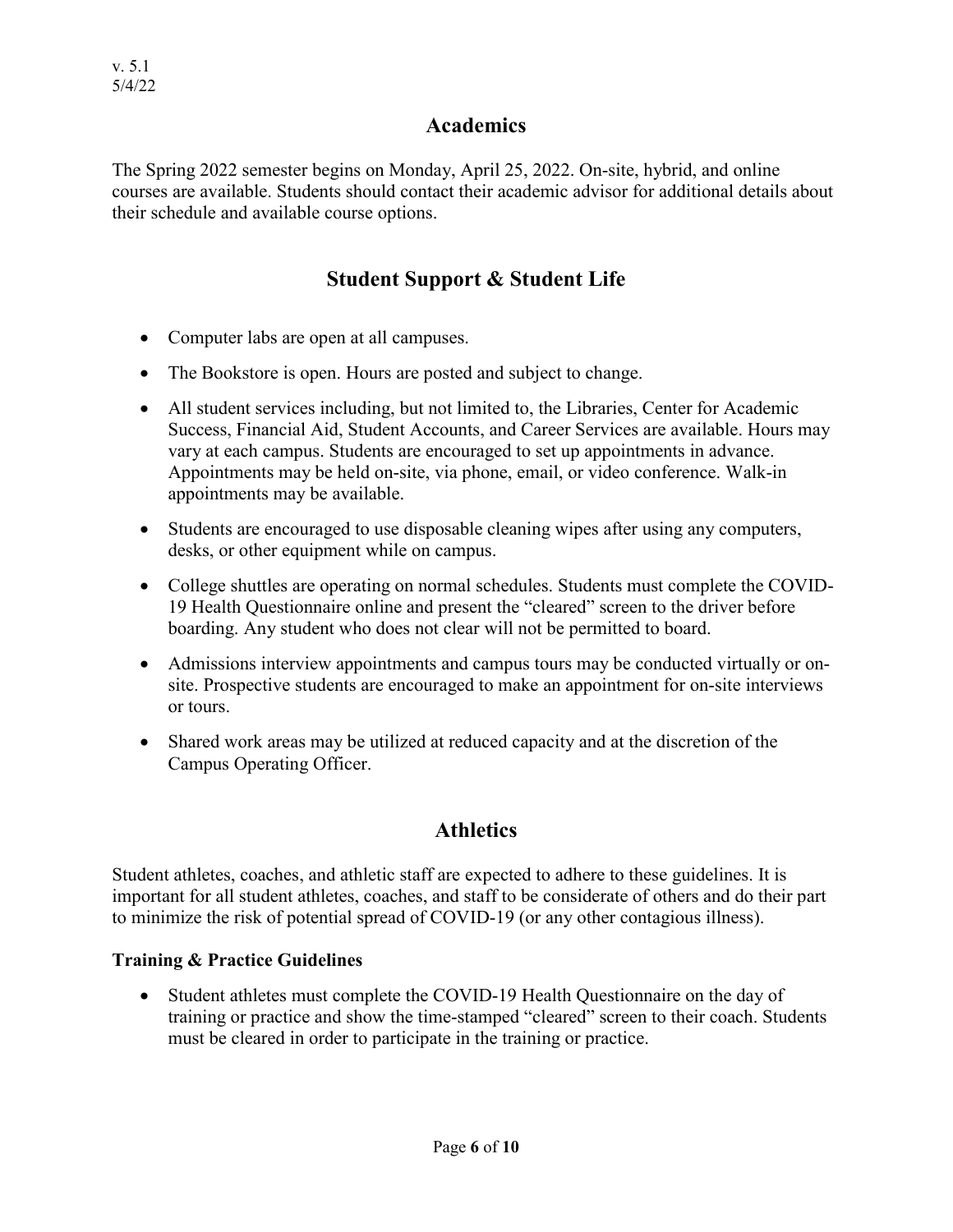## Academics

The Spring 2022 semester begins on Monday, April 25, 2022. On-site, hybrid, and online courses are available. Students should contact their academic advisor for additional details about their schedule and available course options.

## Student Support & Student Life

- Computer labs are open at all campuses.
- The Bookstore is open. Hours are posted and subject to change.
- All student services including, but not limited to, the Libraries, Center for Academic Success, Financial Aid, Student Accounts, and Career Services are available. Hours may vary at each campus. Students are encouraged to set up appointments in advance. Appointments may be held on-site, via phone, email, or video conference. Walk-in appointments may be available.
- Students are encouraged to use disposable cleaning wipes after using any computers, desks, or other equipment while on campus.
- College shuttles are operating on normal schedules. Students must complete the COVID-19 Health Questionnaire online and present the "cleared" screen to the driver before boarding. Any student who does not clear will not be permitted to board.
- Admissions interview appointments and campus tours may be conducted virtually or on-site. Prospective students are encouraged to make an appointment for on-site interviews or tours.
- Shared work areas may be utilized at reduced capacity and at the discretion of the Campus Operating Officer.

## Athletics

Student athletes, coaches, and athletic staff are expected to adhere to these guidelines. It is important for all student athletes, coaches, and staff to be considerate of others and do their part to minimize the risk of potential spread of COVID-19 (or any other contagious illness).

### Training & Practice Guidelines

- Student athletes must complete the COVID-19 Health Questionnaire on the day of training or practice and show the time-stamped "cleared" screen to their coach. Students must be cleared in order to participate in the training or practice.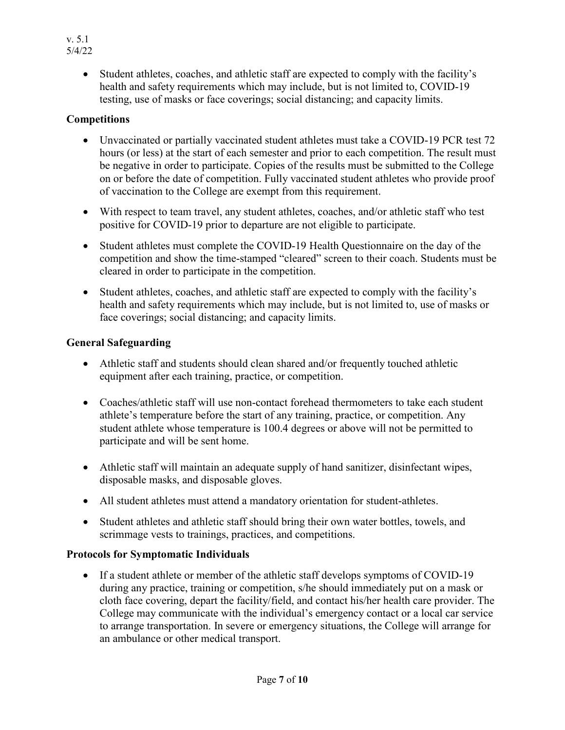- Student athletes, coaches, and athletic staff are expected to comply with the facility's health and safety requirements which may include, but is not limited to, COVID-19 testing, use of masks or face coverings; social distancing; and capacity limits.

**Competitions**

- Unvaccinated or partially vaccinated student athletes must take a COVID-19 PCR test 72 hours (or less) at the start of each semester and prior to each competition. The result must be negative in order to participate. Copies of the results must be submitted to the College on or before the date of competition. Fully vaccinated student athletes who provide proof of vaccination to the College are exempt from this requirement.
- With respect to team travel, any student athletes, coaches, and/or athletic staff who test positive for COVID-19 prior to departure are not eligible to participate.
- Student athletes must complete the COVID-19 Health Questionnaire on the day of the competition and show the time-stamped "cleared" screen to their coach. Students must be cleared in order to participate in the competition.
- Student athletes, coaches, and athletic staff are expected to comply with the facility's health and safety requirements which may include, but is not limited to, use of masks or face coverings; social distancing; and capacity limits.

**General Safeguarding**

- Athletic staff and students should clean shared and/or frequently touched athletic equipment after each training, practice, or competition.
- Coaches/athletic staff will use non-contact forehead thermometers to take each student athlete's temperature before the start of any training, practice, or competition. Any student athlete whose temperature is 100.4 degrees or above will not be permitted to participate and will be sent home.
- Athletic staff will maintain an adequate supply of hand sanitizer, disinfectant wipes, disposable masks, and disposable gloves.
- All student athletes must attend a mandatory orientation for student-athletes.
- Student athletes and athletic staff should bring their own water bottles, towels, and scrimmage vests to trainings, practices, and competitions.

**Protocols for Symptomatic Individuals**

- If a student athlete or member of the athletic staff develops symptoms of COVID-19 during any practice, training or competition, s/he should immediately put on a mask or cloth face covering, depart the facility/field, and contact his/her health care provider. The College may communicate with the individual's emergency contact or a local car service to arrange transportation. In severe or emergency situations, the College will arrange for an ambulance or other medical transport.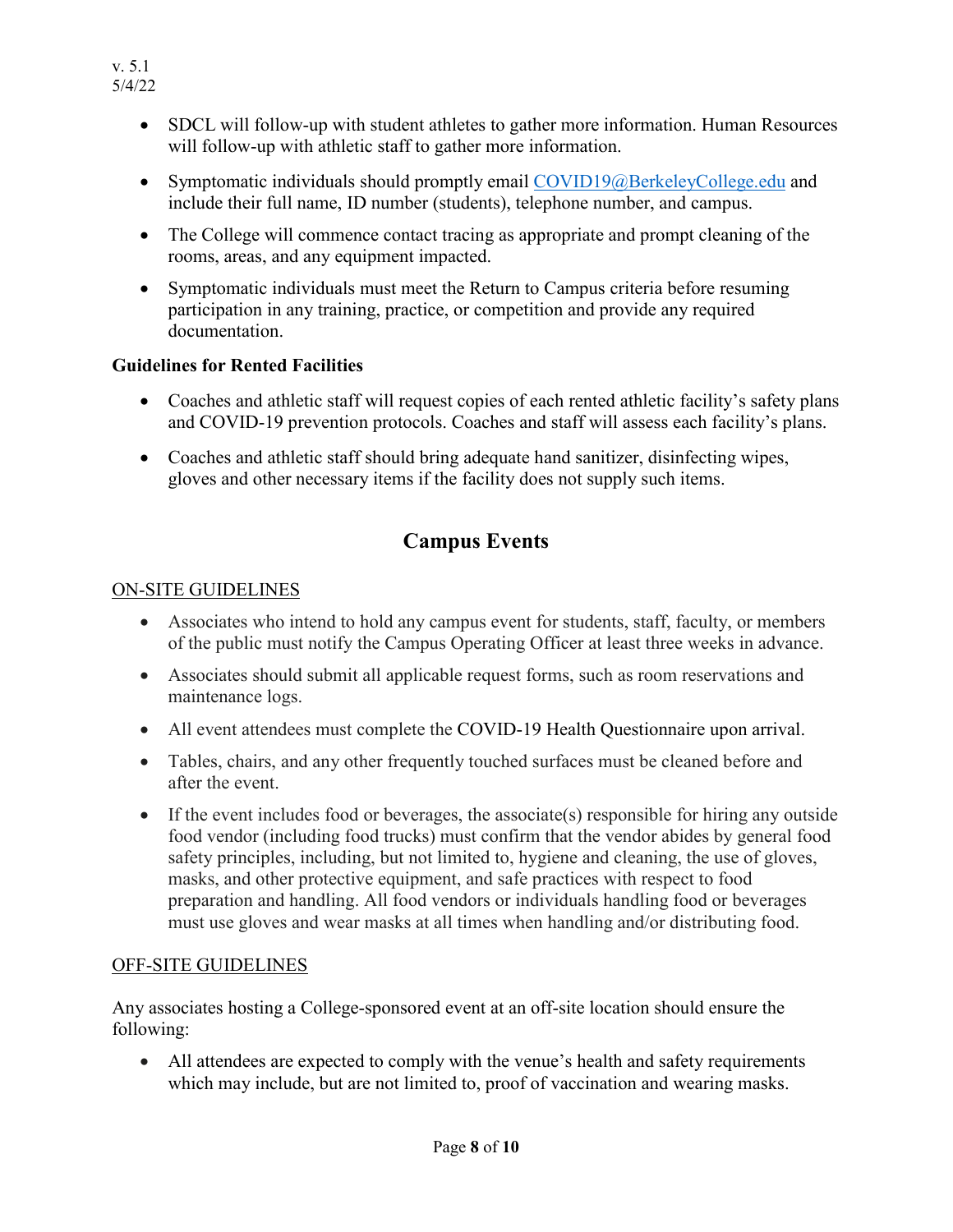- SDCL will follow-up with student athletes to gather more information. Human Resources will follow-up with athletic staff to gather more information.
- Symptomatic individuals should promptly email COVID19@BerkeleyCollege.edu and include their full name, ID number (students), telephone number, and campus.
- The College will commence contact tracing as appropriate and prompt cleaning of the rooms, areas, and any equipment impacted.
- Symptomatic individuals must meet the Return to Campus criteria before resuming participation in any training, practice, or competition and provide any required documentation.

**Guidelines for Rented Facilities**

- Coaches and athletic staff will request copies of each rented athletic facility's safety plans and COVID-19 prevention protocols. Coaches and staff will assess each facility's plans.
- Coaches and athletic staff should bring adequate hand sanitizer, disinfecting wipes, gloves and other necessary items if the facility does not supply such items.

## Campus Events

ON-SITE GUIDELINES

- Associates who intend to hold any campus event for students, staff, faculty, or members of the public must notify the Campus Operating Officer at least three weeks in advance.
- Associates should submit all applicable request forms, such as room reservations and maintenance logs.
- All event attendees must complete the COVID-19 Health Questionnaire upon arrival.
- Tables, chairs, and any other frequently touched surfaces must be cleaned before and after the event.
- If the event includes food or beverages, the associate(s) responsible for hiring any outside food vendor (including food trucks) must confirm that the vendor abides by general food safety principles, including, but not limited to, hygiene and cleaning, the use of gloves, masks, and other protective equipment, and safe practices with respect to food preparation and handling. All food vendors or individuals handling food or beverages must use gloves and wear masks at all times when handling and/or distributing food.

OFF-SITE GUIDELINES

Any associates hosting a College-sponsored event at an off-site location should ensure the following:

- All attendees are expected to comply with the venue's health and safety requirements which may include, but are not limited to, proof of vaccination and wearing masks.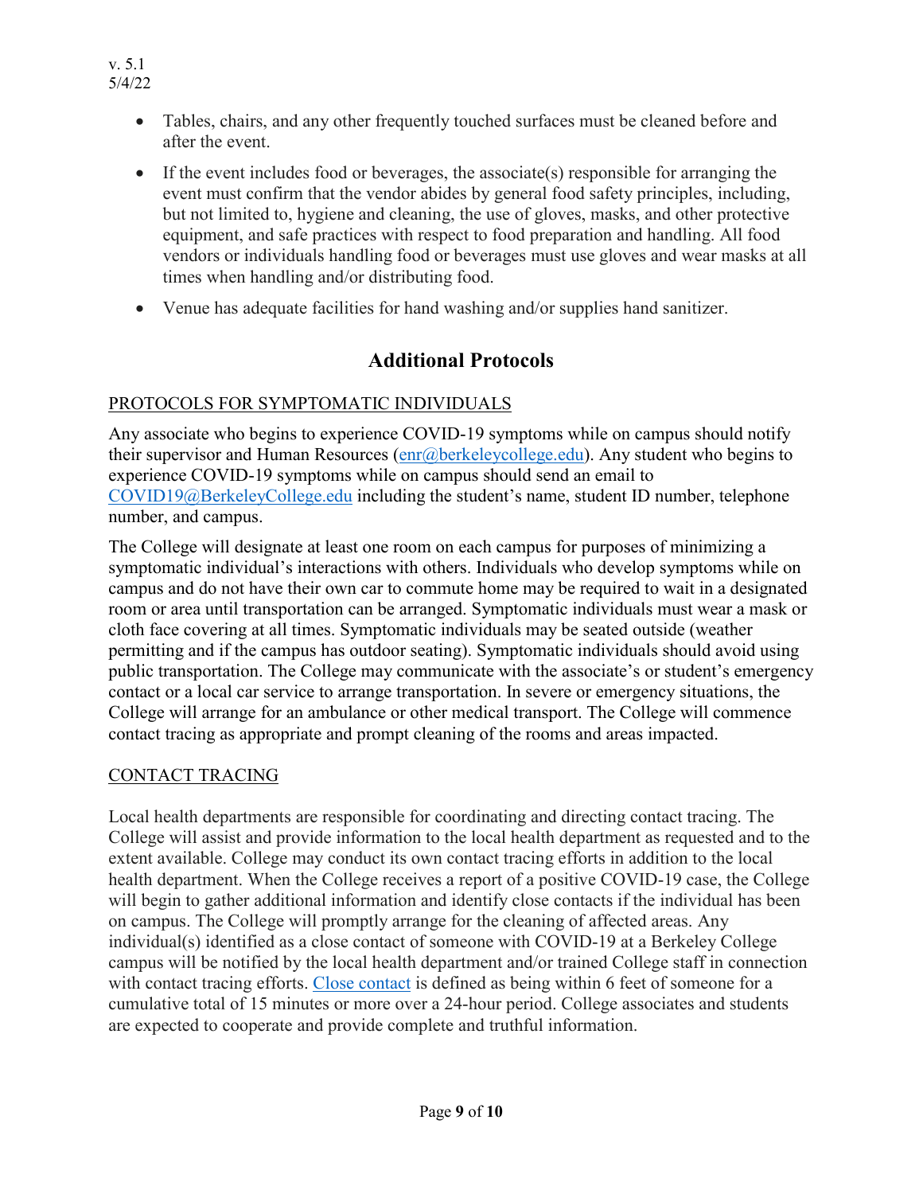- Tables, chairs, and any other frequently touched surfaces must be cleaned before and after the event.
- If the event includes food or beverages, the associate(s) responsible for arranging the event must confirm that the vendor abides by general food safety principles, including, but not limited to, hygiene and cleaning, the use of gloves, masks, and other protective equipment, and safe practices with respect to food preparation and handling. All food vendors or individuals handling food or beverages must use gloves and wear masks at all times when handling and/or distributing food.
- Venue has adequate facilities for hand washing and/or supplies hand sanitizer.

## Additional Protocols

### PROTOCOLS FOR SYMPTOMATIC INDIVIDUALS

Any associate who begins to experience COVID-19 symptoms while on campus should notify their supervisor and Human Resources (enr@berkeleycollege.edu). Any student who begins to experience COVID-19 symptoms while on campus should send an email to COVID19@BerkeleyCollege.edu including the student's name, student ID number, telephone number, and campus.

The College will designate at least one room on each campus for purposes of minimizing a symptomatic individual's interactions with others. Individuals who develop symptoms while on campus and do not have their own car to commute home may be required to wait in a designated room or area until transportation can be arranged. Symptomatic individuals must wear a mask or cloth face covering at all times. Symptomatic individuals may be seated outside (weather permitting and if the campus has outdoor seating). Symptomatic individuals should avoid using public transportation. The College may communicate with the associate's or student's emergency contact or a local car service to arrange transportation. In severe or emergency situations, the College will arrange for an ambulance or other medical transport. The College will commence contact tracing as appropriate and prompt cleaning of the rooms and areas impacted.

### CONTACT TRACING

Local health departments are responsible for coordinating and directing contact tracing. The College will assist and provide information to the local health department as requested and to the extent available. College may conduct its own contact tracing efforts in addition to the local health department. When the College receives a report of a positive COVID-19 case, the College will begin to gather additional information and identify close contacts if the individual has been on campus. The College will promptly arrange for the cleaning of affected areas. Any individual(s) identified as a close contact of someone with COVID-19 at a Berkeley College campus will be notified by the local health department and/or trained College staff in connection with contact tracing efforts. Close contact is defined as being within 6 feet of someone for a cumulative total of 15 minutes or more over a 24-hour period. College associates and students are expected to cooperate and provide complete and truthful information.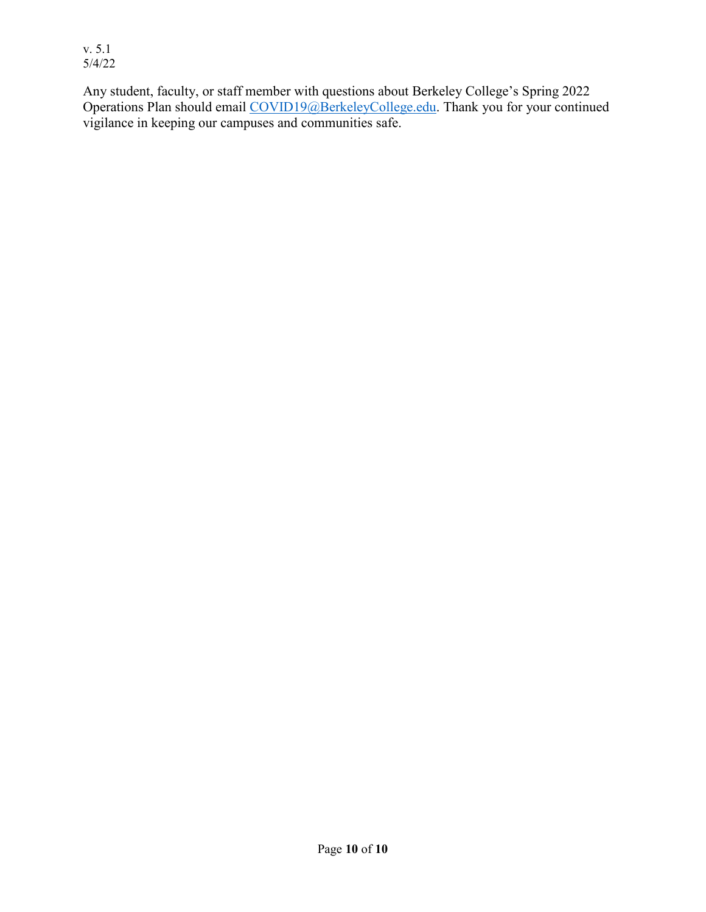v. 5.1
5/4/22

Any student, faculty, or staff member with questions about Berkeley College's Spring 2022 Operations Plan should email COVID19@BerkeleyCollege.edu. Thank you for your continued vigilance in keeping our campuses and communities safe.